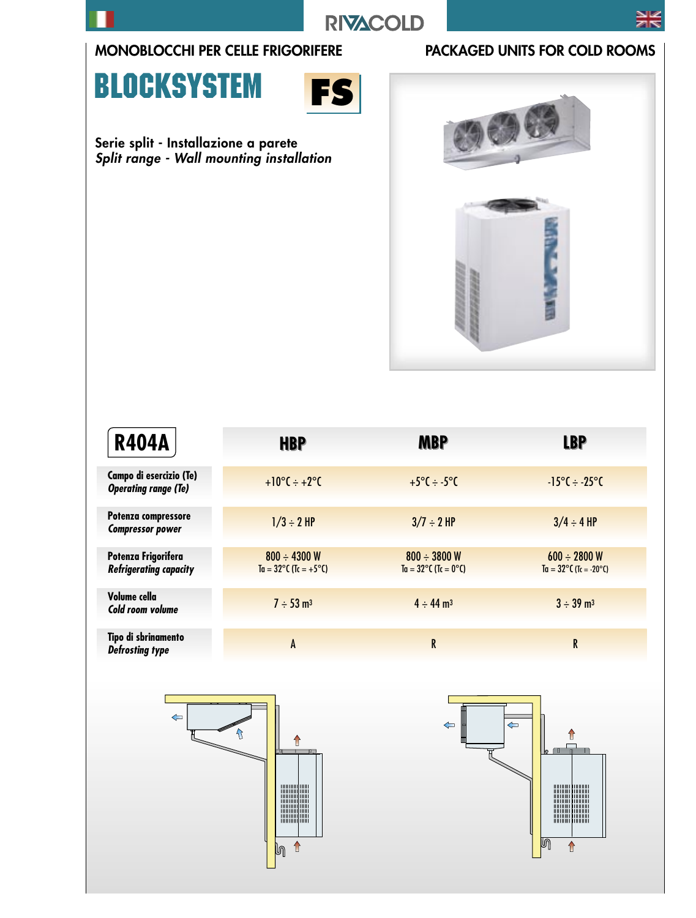RIVACOLD

MONOBLOCCHI PER CELLE FRIGORIFERE

PACKAGED UNITS FOR COLD ROOMS

# BLOCKSYSTEM FS

**Serie split - Installazione a parete**
***Split range - Wall mounting installation***

| R404A | HBP | MBP | LBP |
|---|---|---|---|
| **Campo di esercizio (Te)** ***Operating range (Te)*** | +10°C ÷ +2°C | +5°C ÷ -5°C | -15°C ÷ -25°C |
| **Potenza compressore** ***Compressor power*** | 1/3 ÷ 2 HP | 3/7 ÷ 2 HP | 3/4 ÷ 4 HP |
| **Potenza Frigorifera** ***Refrigerating capacity*** | 800 ÷ 4300 W Ta = 32°C (Tc = +5°C) | 800 ÷ 3800 W Ta = 32°C (Tc = 0°C) | 600 ÷ 2800 W Ta = 32°C (Tc = -20°C) |
| **Volume cella** ***Cold room volume*** | 7 ÷ 53 m³ | 4 ÷ 44 m³ | 3 ÷ 39 m³ |
| **Tipo di sbrinamento** ***Defrosting type*** | A | R | R |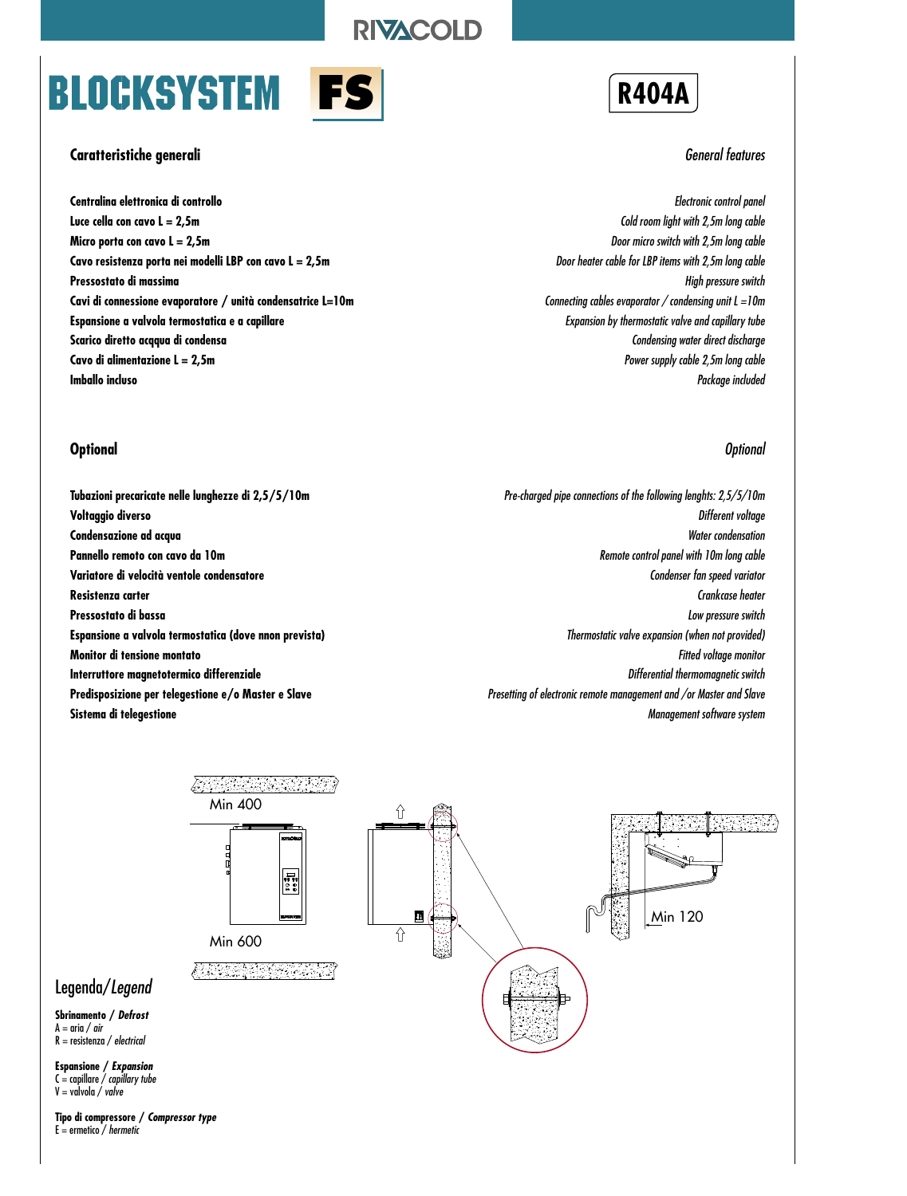RIVACOLD

# BLOCKSYSTEM FS

**R404A**

## Caratteristiche generali / *General features*

| Caratteristiche generali | General features |
|---|---|
| **Centralina elettronica di controllo** | *Electronic control panel* |
| **Luce cella con cavo L = 2,5m** | *Cold room light with 2,5m long cable* |
| **Micro porta con cavo L = 2,5m** | *Door micro switch with 2,5m long cable* |
| **Cavo resistenza porta nei modelli LBP con cavo L = 2,5m** | *Door heater cable for LBP items with 2,5m long cable* |
| **Pressostato di massima** | *High pressure switch* |
| **Cavi di connessione evaporatore / unità condensatrice L=10m** | *Connecting cables evaporator / condensing unit L =10m* |
| **Espansione a valvola termostatica e a capillare** | *Expansion by thermostatic valve and capillary tube* |
| **Scarico diretto acqua di condensa** | *Condensing water direct discharge* |
| **Cavo di alimentazione L = 2,5m** | *Power supply cable 2,5m long cable* |
| **Imballo incluso** | *Package included* |

## Optional / *Optional*

| Optional | Optional |
|---|---|
| **Tubazioni precaricate nelle lunghezze di 2,5/5/10m** | *Pre-charged pipe connections of the following lenghts: 2,5/5/10m* |
| **Voltaggio diverso** | *Different voltage* |
| **Condensazione ad acqua** | *Water condensation* |
| **Pannello remoto con cavo da 10m** | *Remote control panel with 10m long cable* |
| **Variatore di velocità ventole condensatore** | *Condenser fan speed variator* |
| **Resistenza carter** | *Crankcase heater* |
| **Pressostato di bassa** | *Low pressure switch* |
| **Espansione a valvola termostatica (dove nnon prevista)** | *Thermostatic valve expansion (when not provided)* |
| **Monitor di tensione montato** | *Fitted voltage monitor* |
| **Interruttore magnetotermico differenziale** | *Differential thermomagnetic switch* |
| **Predisposizione per telegestione e/o Master e Slave** | *Presetting of electronic remote management and /or Master and Slave* |
| **Sistema di telegestione** | *Management software system* |

Min 400

Min 600

Min 120

## Legenda/*Legend*

**Sbrinamento / *Defrost***
A = aria / *air*
R = resistenza / *electrical*

**Espansione / *Expansion***
C = capillare / *capillary tube*
V = valvola / *valve*

**Tipo di compressore / *Compressor type***
E = ermetico / *hermetic*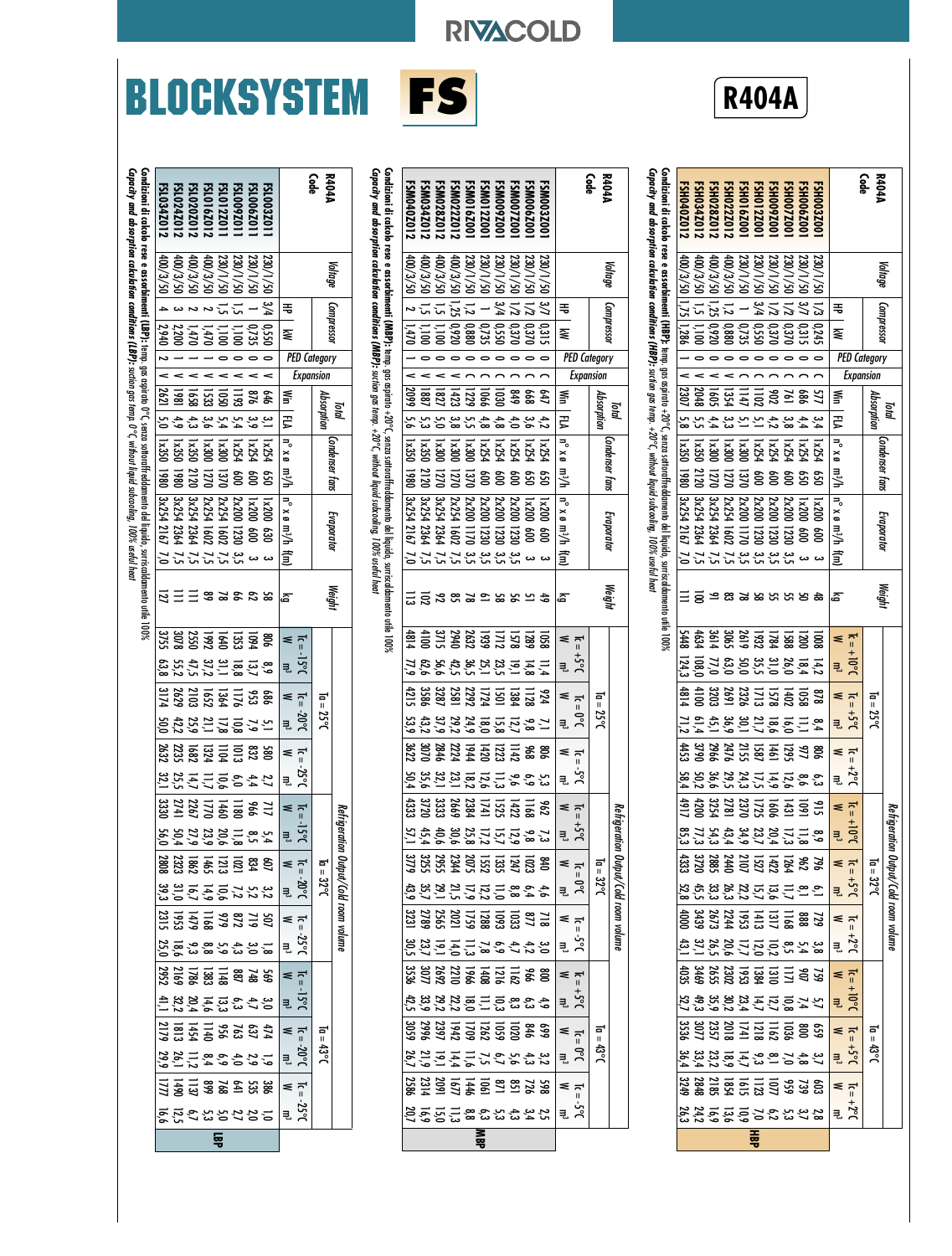# BLOCKSYSTEM FS

## R404A

### HBP

| R404A Code | Voltage | Compressor HP | Compressor kW | PED Category | Expansion | Total Absorption Win | Total Absorption FLA | Condenser fans n° x ø | Condenser fans m³/h | Evaporator n° x ø | Evaporator m³/h | Evaporator f(m) | Weight kg | Ta = 25°C Tc = +10°C W | Ta = 25°C Tc = +10°C m³ | Ta = 25°C Tc = +5°C W | Ta = 25°C Tc = +5°C m³ | Ta = 25°C Tc = +2°C W | Ta = 25°C Tc = +2°C m³ | Ta = 32°C Tc = +10°C W | Ta = 32°C Tc = +10°C m³ | Ta = 32°C Tc = +5°C W | Ta = 32°C Tc = +5°C m³ | Ta = 32°C Tc = +2°C W | Ta = 32°C Tc = +2°C m³ | Ta = 43°C Tc = +10°C W | Ta = 43°C Tc = +10°C m³ | Ta = 43°C Tc = +5°C W | Ta = 43°C Tc = +5°C m³ | Ta = 43°C Tc = +2°C W | Ta = 43°C Tc = +2°C m³ |
|---|---|---|---|---|---|---|---|---|---|---|---|---|---|---|---|---|---|---|---|---|---|---|---|---|---|---|---|---|---|---|---|
| FSH003Z001 | 230/1/50 | 1/3 | 0,245 | 0 | C | 577 | 3,4 | 1x254 | 650 | 1x200 | 600 | 3 | 48 | 1008 | 14,2 | 878 | 8,4 | 806 | 6,3 | 915 | 8,9 | 796 | 6,1 | 729 | 3,8 | 759 | 5,7 | 659 | 3,7 | 603 | 2,8 |
| FSH006Z001 | 230/1/50 | 3/7 | 0,315 | 0 | C | 686 | 4,4 | 1x254 | 650 | 1x200 | 600 | 3 | 50 | 1200 | 18,4 | 1058 | 11,1 | 977 | 8,6 | 1091 | 11,8 | 962 | 8,1 | 888 | 5,4 | 907 | 7,4 | 800 | 4,8 | 739 | 3,7 |
| FSH007Z001 | 230/1/50 | 1/2 | 0,370 | 0 | C | 761 | 3,8 | 1x254 | 600 | 2x200 | 1230 | 3,5 | 55 | 1588 | 26,0 | 1402 | 16,0 | 1295 | 12,6 | 1431 | 17,3 | 1264 | 11,7 | 1168 | 8,5 | 1198 | 11,2 | 1036 | 7,0 | 959 | 5,3 |
| FSH009Z001 | 230/1/50 | 1/2 | 0,370 | 0 | C | 902 | 4,2 | 1x254 | 600 | 2x200 | 1230 | 3,5 | 55 | 1784 | 31,0 | 1578 | 18,6 | 1461 | 14,9 | 1606 | 20,4 | 1422 | 13,6 | 1317 | 10,2 | 1310 | 12,7 | 1162 | 8,1 | 1077 | 6,2 |
| FSH012Z001 | 230/1/50 | 3/4 | 0,550 | 0 | C | 1102 | 5,1 | 1x254 | 600 | 2x200 | 1230 | 3,5 | 58 | 1932 | 35,5 | 1713 | 21,7 | 1587 | 17,5 | 1725 | 23,7 | 1527 | 15,7 | 1413 | 12,0 | 1384 | 14,7 | 1218 | 9,3 | 1123 | 7,0 |
| FSH016Z001 | 230/1/50 | 1 | 0,735 | 0 | C | 1147 | 5,1 | 1x300 | 1370 | 2x200 | 1170 | 3,5 | 78 | 2619 | 50,0 | 2326 | 30,1 | 2155 | 24,3 | 2370 | 34,9 | 2107 | 22,2 | 1953 | 17,7 | 1953 | 23,4 | 1741 | 14,7 | 1615 | 10,9 |
| FSH022Z012 | 400/3/50 | 1,2 | 0,880 | 0 | C | 1354 | 3,3 | 1x300 | 1270 | 2x254 | 1602 | 7,5 | 83 | 3065 | 63,0 | 2691 | 36,9 | 2476 | 29,5 | 2781 | 43,4 | 2440 | 26,3 | 2244 | 20,6 | 2302 | 30,2 | 2018 | 18,9 | 1854 | 13,6 |
| FSH028Z012 | 400/3/50 | 1,25 | 0,920 | 0 | C | 1605 | 4,4 | 1x300 | 1270 | 3x254 | 2364 | 7,5 | 91 | 3614 | 77,0 | 3203 | 45,1 | 2966 | 36,6 | 3254 | 54,3 | 2885 | 33,3 | 2673 | 26,5 | 2655 | 35,9 | 2357 | 23,2 | 2185 | 16,9 |
| FSH034Z012 | 400/3/50 | 1,5 | 1,100 | 0 | C | 2048 | 5,5 | 1x350 | 2120 | 3x254 | 2364 | 7,5 | 100 | 4634 | 108,0 | 4100 | 61,4 | 3790 | 50,2 | 4200 | 77,3 | 3720 | 45,5 | 3439 | 37,1 | 3469 | 49,3 | 3077 | 33,4 | 2848 | 24,2 |
| FSH040Z012 | 400/3/50 | 1,75 | 1,286 | I | C | 2307 | 5,8 | 1x350 | 1980 | 3x254 | 2167 | 7,0 | 111 | 5448 | 124,3 | 4814 | 71,2 | 4453 | 58,4 | 4917 | 85,3 | 4333 | 52,8 | 4000 | 43,1 | 4035 | 52,7 | 3536 | 36,4 | 3249 | 26,3 |

*Condizioni di calcolo rese e assorbimenti (HBP): temp. gas aspirato +20°C, senza sottoraffreddamento del liquido, surriscaldamento utile 100%*
*Capacity and absorption calculation conditions (HBP): suction gas temp. +20°C, without liquid subcooling, 100% useful heat*

### MBP

| R404A Code | Voltage | Compressor HP | Compressor kW | PED Category | Expansion | Total Absorption Win | Total Absorption FLA | Condenser fans n° x ø | Condenser fans m³/h | Evaporator n° x ø | Evaporator m³/h | Evaporator f(m) | Weight kg | Ta = 25°C Tc = +5°C W | Ta = 25°C Tc = +5°C m³ | Ta = 25°C Tc = 0°C W | Ta = 25°C Tc = 0°C m³ | Ta = 25°C Tc = -5°C W | Ta = 25°C Tc = -5°C m³ | Ta = 32°C Tc = +5°C W | Ta = 32°C Tc = +5°C m³ | Ta = 32°C Tc = 0°C W | Ta = 32°C Tc = 0°C m³ | Ta = 32°C Tc = -5°C W | Ta = 32°C Tc = -5°C m³ | Ta = 43°C Tc = +5°C W | Ta = 43°C Tc = +5°C m³ | Ta = 43°C Tc = 0°C W | Ta = 43°C Tc = 0°C m³ | Ta = 43°C Tc = -5°C W | Ta = 43°C Tc = -5°C m³ |
|---|---|---|---|---|---|---|---|---|---|---|---|---|---|---|---|---|---|---|---|---|---|---|---|---|---|---|---|---|---|---|---|
| FSM003Z001 | 230/1/50 | 3/7 | 0,315 | 0 | C | 647 | 4,2 | 1x254 | 650 | 1x200 | 600 | 3 | 49 | 1058 | 11,4 | 924 | 7,1 | 806 | 5,3 | 962 | 7,3 | 840 | 4,6 | 718 | 3,0 | 800 | 4,9 | 699 | 3,2 | 598 | 2,5 |
| FSM006Z001 | 230/1/50 | 1/2 | 0,370 | 0 | C | 668 | 3,6 | 1x254 | 650 | 1x200 | 600 | 3 | 51 | 1289 | 14,8 | 1128 | 9,8 | 968 | 6,9 | 1168 | 9,8 | 1023 | 6,4 | 877 | 4,2 | 966 | 6,3 | 846 | 4,3 | 726 | 3,4 |
| FSM007Z001 | 230/1/50 | 1/2 | 0,370 | 0 | C | 849 | 4,0 | 1x254 | 600 | 2x200 | 1230 | 3,5 | 56 | 1578 | 19,1 | 1384 | 12,7 | 1142 | 9,6 | 1422 | 12,9 | 1247 | 8,8 | 1033 | 4,7 | 1162 | 8,3 | 1020 | 5,6 | 851 | 4,3 |
| FSM009Z001 | 230/1/50 | 3/4 | 0,550 | 0 | C | 1030 | 4,8 | 1x254 | 600 | 2x200 | 1230 | 3,5 | 58 | 1712 | 23,5 | 1501 | 15,8 | 1223 | 11,3 | 1525 | 15,7 | 1335 | 11,0 | 1093 | 6,9 | 1216 | 10,3 | 1059 | 6,7 | 871 | 5,3 |
| FSM012Z001 | 230/1/50 | 1 | 0,735 | 0 | C | 1066 | 4,8 | 1x254 | 600 | 2x200 | 1170 | 3,5 | 61 | 1939 | 25,1 | 1724 | 18,0 | 1420 | 12,6 | 1741 | 17,2 | 1552 | 12,2 | 1288 | 7,8 | 1408 | 11,1 | 1262 | 7,5 | 1061 | 6,3 |
| FSM016Z001 | 230/1/50 | 1,2 | 0,880 | 0 | C | 1229 | 5,5 | 1x300 | 1270 | 2x200 | 1170 | 3,5 | 78 | 2632 | 36,5 | 2292 | 24,9 | 1944 | 18,2 | 2384 | 25,8 | 2075 | 17,9 | 1759 | 11,3 | 1966 | 18,0 | 1709 | 11,6 | 1446 | 8,8 |
| FSM022Z012 | 400/3/50 | 1,25 | 0,920 | 0 | V | 1423 | 3,8 | 1x300 | 1270 | 2x254 | 1602 | 7,5 | 85 | 2940 | 42,5 | 2581 | 29,2 | 2224 | 23,1 | 2669 | 30,4 | 2344 | 21,5 | 2021 | 14,0 | 2210 | 22,2 | 1942 | 14,4 | 1677 | 11,3 |
| FSM028Z012 | 400/3/50 | 1,5 | 1,100 | 0 | V | 1827 | 5,0 | 1x300 | 1270 | 3x254 | 2364 | 7,5 | 92 | 3715 | 56,6 | 3287 | 37,9 | 2846 | 32,1 | 3333 | 40,6 | 2955 | 29,1 | 2565 | 19,1 | 2692 | 29,2 | 2397 | 19,1 | 2091 | 15,0 |
| FSM034Z012 | 400/3/50 | 1,5 | 1,100 | 0 | V | 1887 | 5,3 | 1x350 | 2120 | 3x254 | 2364 | 7,5 | 102 | 4100 | 62,6 | 3586 | 43,2 | 3070 | 35,6 | 3720 | 45,4 | 3255 | 35,7 | 2789 | 23,7 | 3077 | 33,9 | 2996 | 21,9 | 2314 | 16,9 |
| FSM040Z012 | 400/3/50 | 2 | 1,470 | I | V | 2099 | 5,6 | 1x350 | 1980 | 3x254 | 2167 | 7,0 | 113 | 4814 | 77,9 | 4215 | 53,9 | 3622 | 50,4 | 4333 | 57,1 | 3779 | 43,9 | 3231 | 30,5 | 3536 | 42,5 | 3059 | 26,7 | 2586 | 20,7 |

*Condizioni di calcolo rese e assorbimenti (MBP): temp. gas aspirato +20°C, senza sottoraffreddamento del liquido, surriscaldamento utile 100%*
*Capacity and absorption calculation conditions (MBP): suction gas temp. +20°C, without liquid subcooling, 100% useful heat*

### LBP

| R404A Code | Voltage | Compressor HP | Compressor kW | PED Category | Expansion | Total Absorption Win | Total Absorption FLA | Condenser fans n° x ø | Condenser fans m³/h | Evaporator n° x ø | Evaporator m³/h | Evaporator f(m) | Weight kg | Ta = 25°C Tc = -15°C W | Ta = 25°C Tc = -15°C m³ | Ta = 25°C Tc = -20°C W | Ta = 25°C Tc = -20°C m³ | Ta = 25°C Tc = -25°C W | Ta = 25°C Tc = -25°C m³ | Ta = 32°C Tc = -15°C W | Ta = 32°C Tc = -15°C m³ | Ta = 32°C Tc = -20°C W | Ta = 32°C Tc = -20°C m³ | Ta = 32°C Tc = -25°C W | Ta = 32°C Tc = -25°C m³ | Ta = 43°C Tc = -15°C W | Ta = 43°C Tc = -15°C m³ | Ta = 43°C Tc = -20°C W | Ta = 43°C Tc = -20°C m³ | Ta = 43°C Tc = -25°C W | Ta = 43°C Tc = -25°C m³ |
|---|---|---|---|---|---|---|---|---|---|---|---|---|---|---|---|---|---|---|---|---|---|---|---|---|---|---|---|---|---|---|---|
| FSL003Z011 | 230/1/50 | 3/4 | 0,550 | 0 | V | 646 | 3,1 | 1x254 | 650 | 1x200 | 630 | 3 | 58 | 806 | 8,9 | 686 | 5,1 | 580 | 2,7 | 717 | 5,4 | 607 | 3,2 | 507 | 1,8 | 569 | 3,0 | 474 | 1,9 | 386 | 1,0 |
| FSL006Z011 | 230/1/50 | 1 | 0,735 | 0 | V | 876 | 3,9 | 1x254 | 600 | 1x200 | 600 | 3 | 62 | 1094 | 13,7 | 953 | 7,9 | 832 | 4,4 | 966 | 8,5 | 834 | 5,2 | 719 | 3,0 | 748 | 4,7 | 637 | 2,9 | 535 | 2,0 |
| FSL009Z011 | 230/1/50 | 1,5 | 1,100 | 0 | V | 1193 | 5,4 | 1x254 | 600 | 2x200 | 1230 | 3,5 | 66 | 1353 | 18,8 | 1176 | 10,8 | 1013 | 6,0 | 1180 | 11,8 | 1021 | 7,2 | 872 | 4,3 | 887 | 6,3 | 763 | 4,0 | 641 | 2,7 |
| FSL012Z011 | 230/1/50 | 1,5 | 1,100 | 0 | V | 1050 | 5,4 | 1x300 | 1370 | 2x254 | 1602 | 7,5 | 78 | 1640 | 31,1 | 1364 | 17,8 | 1104 | 10,6 | 1460 | 20,6 | 1213 | 10,6 | 979 | 5,9 | 1148 | 13,3 | 956 | 6,9 | 768 | 5,0 |
| FSL016Z012 | 400/3/50 | 2 | 1,470 | I | V | 1533 | 3,6 | 1x300 | 1270 | 2x254 | 1602 | 7,5 | 89 | 1992 | 37,2 | 1652 | 21,1 | 1324 | 11,7 | 1770 | 23,9 | 1465 | 14,9 | 1168 | 8,8 | 1383 | 14,6 | 1140 | 8,4 | 899 | 5,3 |
| FSL020Z012 | 400/3/50 | 2 | 1,470 | I | V | 1658 | 4,3 | 1x350 | 2120 | 3x254 | 2364 | 7,5 | 111 | 2550 | 47,5 | 2103 | 25,9 | 1682 | 14,7 | 2267 | 27,9 | 1862 | 16,7 | 1479 | 9,3 | 1786 | 20,4 | 1454 | 11,2 | 1137 | 6,7 |
| FSL024Z012 | 400/3/50 | 3 | 2,200 | I | V | 1981 | 4,9 | 1x350 | 1980 | 3x254 | 2364 | 7,5 | 111 | 3078 | 55,2 | 2629 | 42,2 | 2235 | 25,5 | 2741 | 50,4 | 2323 | 31,0 | 1953 | 18,6 | 2169 | 32,2 | 1813 | 26,1 | 1490 | 12,5 |
| FSL034Z012 | 400/3/50 | 4 | 2,940 | II | V | 2621 | 5,0 | 1x350 | 1980 | 3x254 | 2167 | 7,0 | 127 | 3755 | 63,8 | 3174 | 50,0 | 2632 | 32,1 | 3330 | 56,0 | 2808 | 39,3 | 2315 | 25,0 | 2952 | 41,1 | 2179 | 29,9 | 1777 | 16,6 |

*Condizioni di calcolo rese e assorbimenti (LBP): temp. gas aspirato 0°C senza sottoraffreddamento del liquido, surriscaldamento utile 100%*
*Capacity and absorption calculation conditions (LBP): suction gas temp. 0°C, without liquid subcooling, 100% useful heat*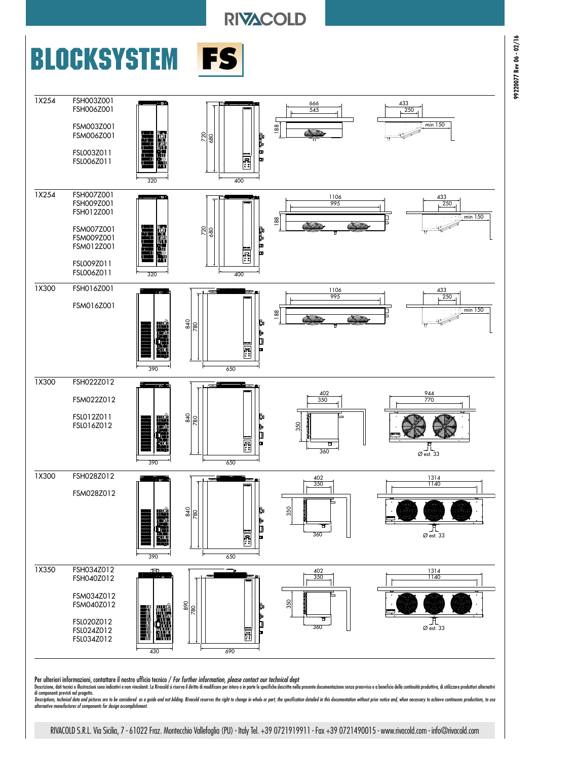# BLOCKSYSTEM FS

| | | |
|---|---|---|
| 1X254 | FSH003Z001<br>FSH006Z001<br><br>FSM003Z001<br>FSM006Z001<br><br>FSL003Z011<br>FSL006Z011 | 320 · 400 · 720 · 680 · 666 · 545 · 188 · 433 · 250 · min 150 |
| 1X254 | FSH007Z001<br>FSH009Z001<br>FSH012Z001<br><br>FSM007Z001<br>FSM009Z001<br>FSM012Z001<br><br>FSL009Z011<br>FSL006Z011 | 320 · 400 · 720 · 680 · 1106 · 995 · 188 · 433 · 250 · min 150 |
| 1X300 | FSH016Z001<br><br>FSM016Z001 | 390 · 650 · 840 · 780 · 1106 · 995 · 188 · 433 · 250 · min 150 |
| 1X300 | FSH022Z012<br><br>FSM022Z012<br><br>FSL012Z011<br>FSL016Z012 | 390 · 650 · 840 · 780 · 402 · 350 · 350 · 360 · 944 · 770 · Ø est. 33 |
| 1X300 | FSH028Z012<br><br>FSM028Z012 | 390 · 650 · 840 · 780 · 402 · 350 · 350 · 360 · 1314 · 1140 · Ø est. 33 |
| 1X350 | FSH034Z012<br>FSH040Z012<br><br>FSM034Z012<br>FSM040Z012<br><br>FSL020Z012<br>FSL024Z012<br>FSL034Z012 | 430 · 690 · 890 · 780 · 402 · 350 · 350 · 360 · 1314 · 1140 · Ø est. 33 |

Per ulteriori informazioni, contattare il nostro ufficio tecnico / *For further information, please contact our technical dept*

Descrizione, dati tecnici e illustrazioni sono indicativi e non vincolanti. La Rivacold si riserva il diritto di modificare per intero o in parte le specifiche descritte nella presente documentazione senza preavviso e a beneficio della continuità produttiva, di utilizzare produttori alternativi di componenti previsti nel progetto.

*Descriptions, technical data and pictures are to be considered as a guide and not bilding. Rivacold reserves the right to change in whole or part, the specification detailed in this documentation without prior notice and, when necessary to achieve continuous productions, to use alternative manufactures of components for design accomplishment.*

RIVACOLD S.R.L. Via Sicilia, 7 - 61022 Fraz. Montecchio Vallefoglia (PU) - Italy Tel. +39 0721919911 - Fax +39 0721490015 - www.rivacold.com - info@rivacold.com